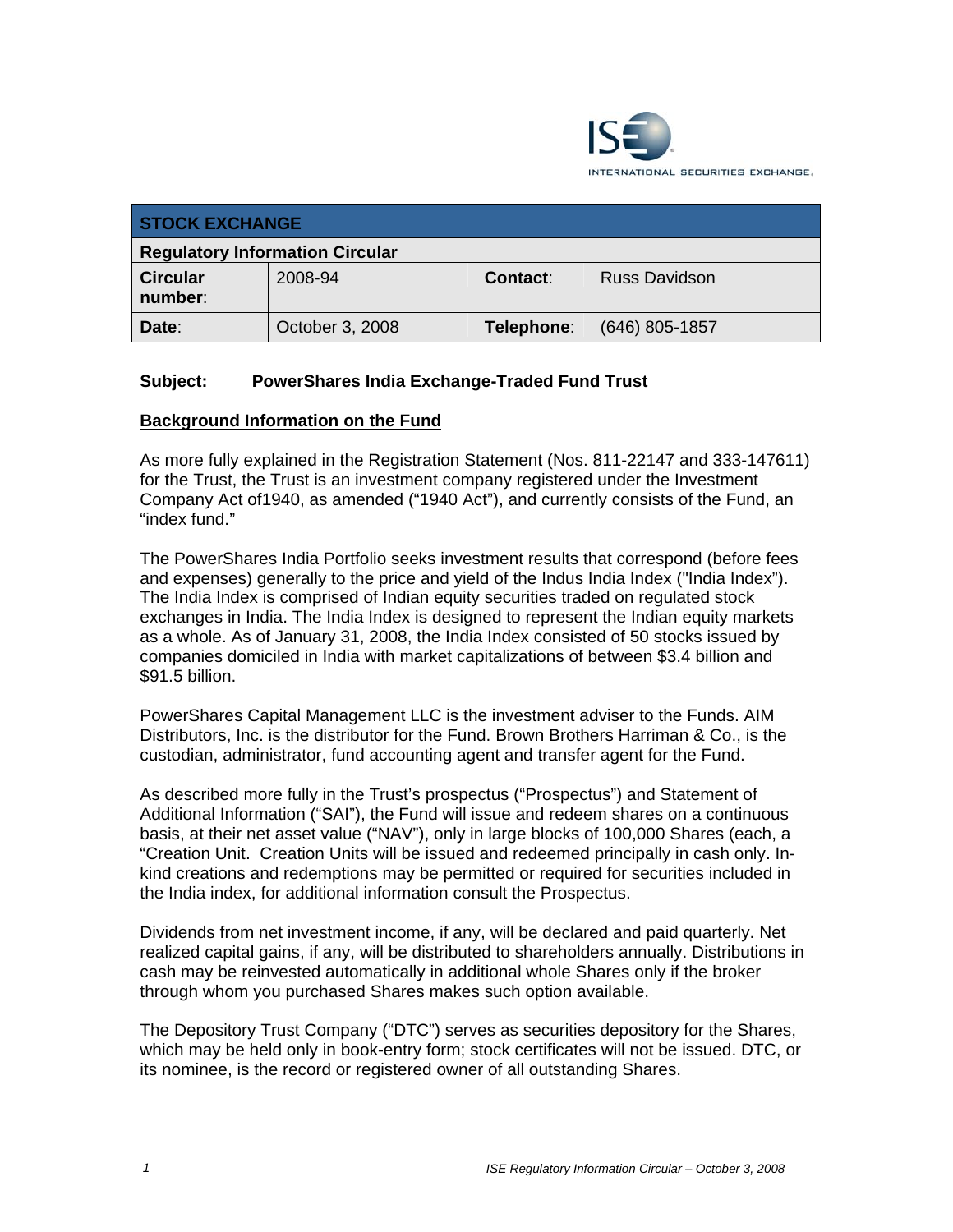ISE INTERNATIONAL SECURITIES EXCHANGE.

| STOCK EXCHANGE | | | |
|---|---|---|---|
| **Regulatory Information Circular** | | | |
| **Circular number**: | 2008-94 | **Contact**: | Russ Davidson |
| **Date**: | October 3, 2008 | **Telephone**: | (646) 805-1857 |

**Subject: PowerShares India Exchange-Traded Fund Trust**

## Background Information on the Fund

As more fully explained in the Registration Statement (Nos. 811-22147 and 333-147611) for the Trust, the Trust is an investment company registered under the Investment Company Act of1940, as amended ("1940 Act"), and currently consists of the Fund, an "index fund."

The PowerShares India Portfolio seeks investment results that correspond (before fees and expenses) generally to the price and yield of the Indus India Index ("India Index"). The India Index is comprised of Indian equity securities traded on regulated stock exchanges in India. The India Index is designed to represent the Indian equity markets as a whole. As of January 31, 2008, the India Index consisted of 50 stocks issued by companies domiciled in India with market capitalizations of between $3.4 billion and $91.5 billion.

PowerShares Capital Management LLC is the investment adviser to the Funds. AIM Distributors, Inc. is the distributor for the Fund. Brown Brothers Harriman & Co., is the custodian, administrator, fund accounting agent and transfer agent for the Fund.

As described more fully in the Trust's prospectus ("Prospectus") and Statement of Additional Information ("SAI"), the Fund will issue and redeem shares on a continuous basis, at their net asset value ("NAV"), only in large blocks of 100,000 Shares (each, a "Creation Unit. Creation Units will be issued and redeemed principally in cash only. In-kind creations and redemptions may be permitted or required for securities included in the India index, for additional information consult the Prospectus.

Dividends from net investment income, if any, will be declared and paid quarterly. Net realized capital gains, if any, will be distributed to shareholders annually. Distributions in cash may be reinvested automatically in additional whole Shares only if the broker through whom you purchased Shares makes such option available.

The Depository Trust Company ("DTC") serves as securities depository for the Shares, which may be held only in book-entry form; stock certificates will not be issued. DTC, or its nominee, is the record or registered owner of all outstanding Shares.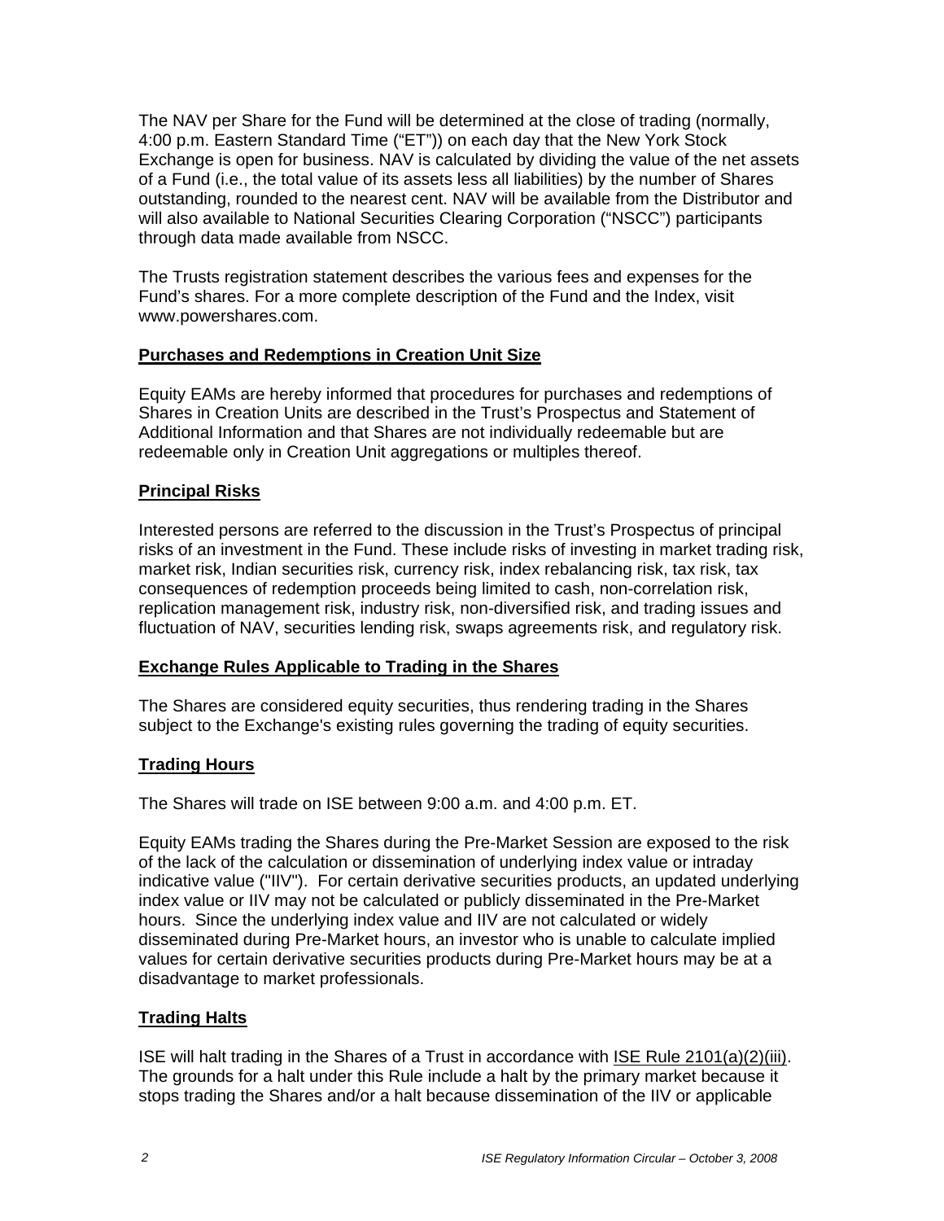The NAV per Share for the Fund will be determined at the close of trading (normally, 4:00 p.m. Eastern Standard Time ("ET")) on each day that the New York Stock Exchange is open for business. NAV is calculated by dividing the value of the net assets of a Fund (i.e., the total value of its assets less all liabilities) by the number of Shares outstanding, rounded to the nearest cent. NAV will be available from the Distributor and will also available to National Securities Clearing Corporation ("NSCC") participants through data made available from NSCC.

The Trusts registration statement describes the various fees and expenses for the Fund's shares. For a more complete description of the Fund and the Index, visit www.powershares.com.

## Purchases and Redemptions in Creation Unit Size

Equity EAMs are hereby informed that procedures for purchases and redemptions of Shares in Creation Units are described in the Trust's Prospectus and Statement of Additional Information and that Shares are not individually redeemable but are redeemable only in Creation Unit aggregations or multiples thereof.

## Principal Risks

Interested persons are referred to the discussion in the Trust's Prospectus of principal risks of an investment in the Fund. These include risks of investing in market trading risk, market risk, Indian securities risk, currency risk, index rebalancing risk, tax risk, tax consequences of redemption proceeds being limited to cash, non-correlation risk, replication management risk, industry risk, non-diversified risk, and trading issues and fluctuation of NAV, securities lending risk, swaps agreements risk, and regulatory risk.

## Exchange Rules Applicable to Trading in the Shares

The Shares are considered equity securities, thus rendering trading in the Shares subject to the Exchange's existing rules governing the trading of equity securities.

## Trading Hours

The Shares will trade on ISE between 9:00 a.m. and 4:00 p.m. ET.

Equity EAMs trading the Shares during the Pre-Market Session are exposed to the risk of the lack of the calculation or dissemination of underlying index value or intraday indicative value ("IIV"). For certain derivative securities products, an updated underlying index value or IIV may not be calculated or publicly disseminated in the Pre-Market hours. Since the underlying index value and IIV are not calculated or widely disseminated during Pre-Market hours, an investor who is unable to calculate implied values for certain derivative securities products during Pre-Market hours may be at a disadvantage to market professionals.

## Trading Halts

ISE will halt trading in the Shares of a Trust in accordance with ISE Rule 2101(a)(2)(iii). The grounds for a halt under this Rule include a halt by the primary market because it stops trading the Shares and/or a halt because dissemination of the IIV or applicable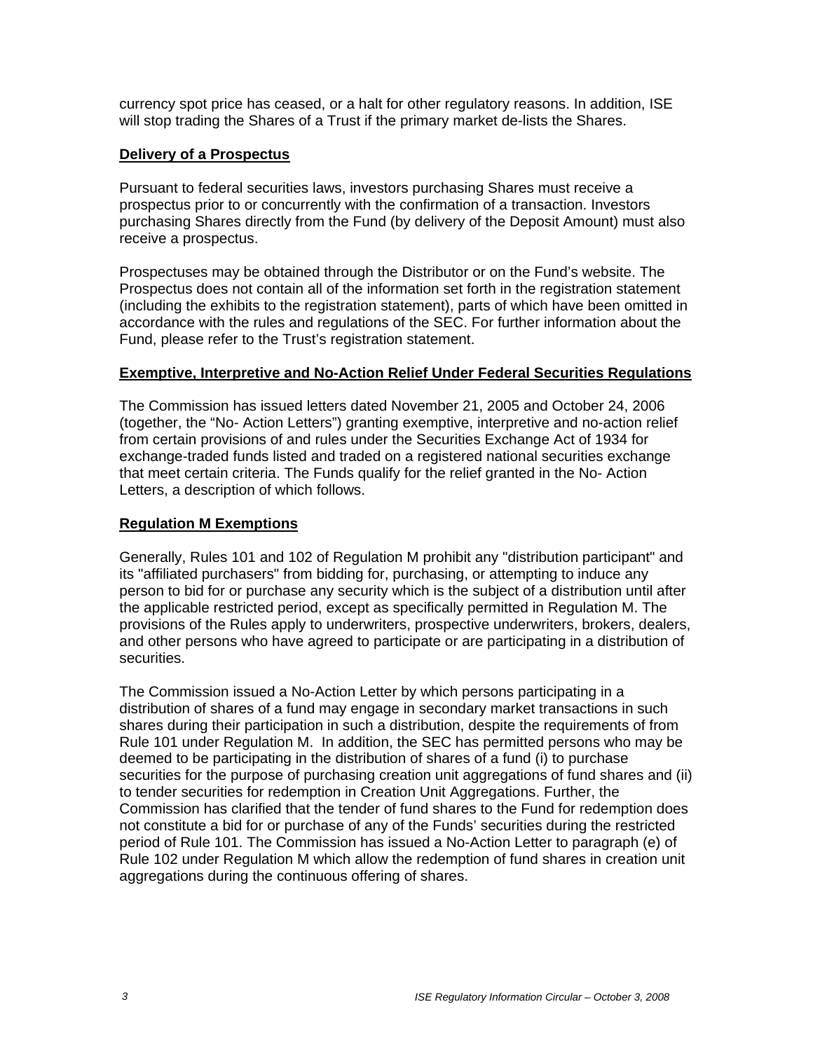currency spot price has ceased, or a halt for other regulatory reasons. In addition, ISE will stop trading the Shares of a Trust if the primary market de-lists the Shares.

## Delivery of a Prospectus

Pursuant to federal securities laws, investors purchasing Shares must receive a prospectus prior to or concurrently with the confirmation of a transaction. Investors purchasing Shares directly from the Fund (by delivery of the Deposit Amount) must also receive a prospectus.

Prospectuses may be obtained through the Distributor or on the Fund's website. The Prospectus does not contain all of the information set forth in the registration statement (including the exhibits to the registration statement), parts of which have been omitted in accordance with the rules and regulations of the SEC. For further information about the Fund, please refer to the Trust's registration statement.

## Exemptive, Interpretive and No-Action Relief Under Federal Securities Regulations

The Commission has issued letters dated November 21, 2005 and October 24, 2006 (together, the "No- Action Letters") granting exemptive, interpretive and no-action relief from certain provisions of and rules under the Securities Exchange Act of 1934 for exchange-traded funds listed and traded on a registered national securities exchange that meet certain criteria. The Funds qualify for the relief granted in the No- Action Letters, a description of which follows.

## Regulation M Exemptions

Generally, Rules 101 and 102 of Regulation M prohibit any "distribution participant" and its "affiliated purchasers" from bidding for, purchasing, or attempting to induce any person to bid for or purchase any security which is the subject of a distribution until after the applicable restricted period, except as specifically permitted in Regulation M. The provisions of the Rules apply to underwriters, prospective underwriters, brokers, dealers, and other persons who have agreed to participate or are participating in a distribution of securities.

The Commission issued a No-Action Letter by which persons participating in a distribution of shares of a fund may engage in secondary market transactions in such shares during their participation in such a distribution, despite the requirements of from Rule 101 under Regulation M. In addition, the SEC has permitted persons who may be deemed to be participating in the distribution of shares of a fund (i) to purchase securities for the purpose of purchasing creation unit aggregations of fund shares and (ii) to tender securities for redemption in Creation Unit Aggregations. Further, the Commission has clarified that the tender of fund shares to the Fund for redemption does not constitute a bid for or purchase of any of the Funds' securities during the restricted period of Rule 101. The Commission has issued a No-Action Letter to paragraph (e) of Rule 102 under Regulation M which allow the redemption of fund shares in creation unit aggregations during the continuous offering of shares.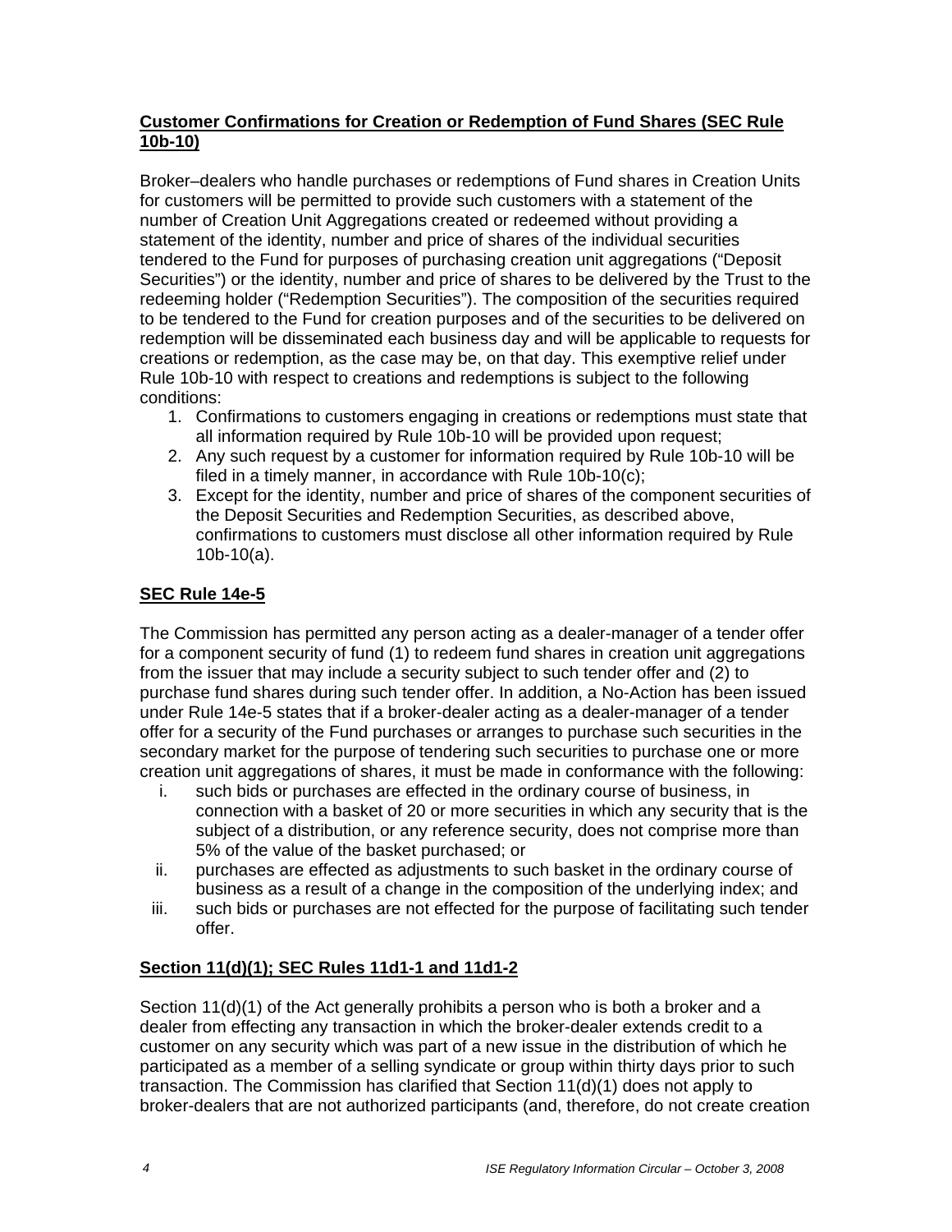**Customer Confirmations for Creation or Redemption of Fund Shares (SEC Rule 10b-10)**

Broker–dealers who handle purchases or redemptions of Fund shares in Creation Units for customers will be permitted to provide such customers with a statement of the number of Creation Unit Aggregations created or redeemed without providing a statement of the identity, number and price of shares of the individual securities tendered to the Fund for purposes of purchasing creation unit aggregations ("Deposit Securities") or the identity, number and price of shares to be delivered by the Trust to the redeeming holder ("Redemption Securities"). The composition of the securities required to be tendered to the Fund for creation purposes and of the securities to be delivered on redemption will be disseminated each business day and will be applicable to requests for creations or redemption, as the case may be, on that day. This exemptive relief under Rule 10b-10 with respect to creations and redemptions is subject to the following conditions:

1. Confirmations to customers engaging in creations or redemptions must state that all information required by Rule 10b-10 will be provided upon request;
2. Any such request by a customer for information required by Rule 10b-10 will be filed in a timely manner, in accordance with Rule 10b-10(c);
3. Except for the identity, number and price of shares of the component securities of the Deposit Securities and Redemption Securities, as described above, confirmations to customers must disclose all other information required by Rule 10b-10(a).

**SEC Rule 14e-5**

The Commission has permitted any person acting as a dealer-manager of a tender offer for a component security of fund (1) to redeem fund shares in creation unit aggregations from the issuer that may include a security subject to such tender offer and (2) to purchase fund shares during such tender offer. In addition, a No-Action has been issued under Rule 14e-5 states that if a broker-dealer acting as a dealer-manager of a tender offer for a security of the Fund purchases or arranges to purchase such securities in the secondary market for the purpose of tendering such securities to purchase one or more creation unit aggregations of shares, it must be made in conformance with the following:

i. such bids or purchases are effected in the ordinary course of business, in connection with a basket of 20 or more securities in which any security that is the subject of a distribution, or any reference security, does not comprise more than 5% of the value of the basket purchased; or
ii. purchases are effected as adjustments to such basket in the ordinary course of business as a result of a change in the composition of the underlying index; and
iii. such bids or purchases are not effected for the purpose of facilitating such tender offer.

**Section 11(d)(1); SEC Rules 11d1-1 and 11d1-2**

Section 11(d)(1) of the Act generally prohibits a person who is both a broker and a dealer from effecting any transaction in which the broker-dealer extends credit to a customer on any security which was part of a new issue in the distribution of which he participated as a member of a selling syndicate or group within thirty days prior to such transaction. The Commission has clarified that Section 11(d)(1) does not apply to broker-dealers that are not authorized participants (and, therefore, do not create creation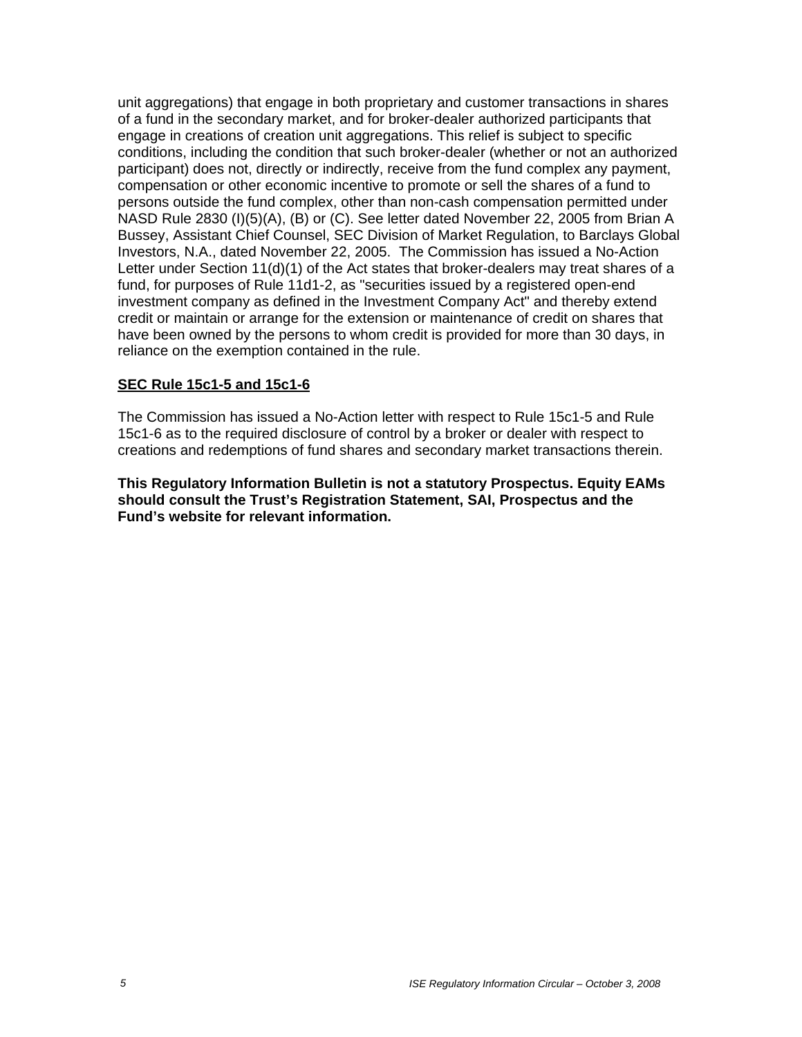unit aggregations) that engage in both proprietary and customer transactions in shares of a fund in the secondary market, and for broker-dealer authorized participants that engage in creations of creation unit aggregations. This relief is subject to specific conditions, including the condition that such broker-dealer (whether or not an authorized participant) does not, directly or indirectly, receive from the fund complex any payment, compensation or other economic incentive to promote or sell the shares of a fund to persons outside the fund complex, other than non-cash compensation permitted under NASD Rule 2830 (I)(5)(A), (B) or (C). See letter dated November 22, 2005 from Brian A Bussey, Assistant Chief Counsel, SEC Division of Market Regulation, to Barclays Global Investors, N.A., dated November 22, 2005. The Commission has issued a No-Action Letter under Section 11(d)(1) of the Act states that broker-dealers may treat shares of a fund, for purposes of Rule 11d1-2, as "securities issued by a registered open-end investment company as defined in the Investment Company Act" and thereby extend credit or maintain or arrange for the extension or maintenance of credit on shares that have been owned by the persons to whom credit is provided for more than 30 days, in reliance on the exemption contained in the rule.

**SEC Rule 15c1-5 and 15c1-6**

The Commission has issued a No-Action letter with respect to Rule 15c1-5 and Rule 15c1-6 as to the required disclosure of control by a broker or dealer with respect to creations and redemptions of fund shares and secondary market transactions therein.

**This Regulatory Information Bulletin is not a statutory Prospectus. Equity EAMs should consult the Trust's Registration Statement, SAI, Prospectus and the Fund's website for relevant information.**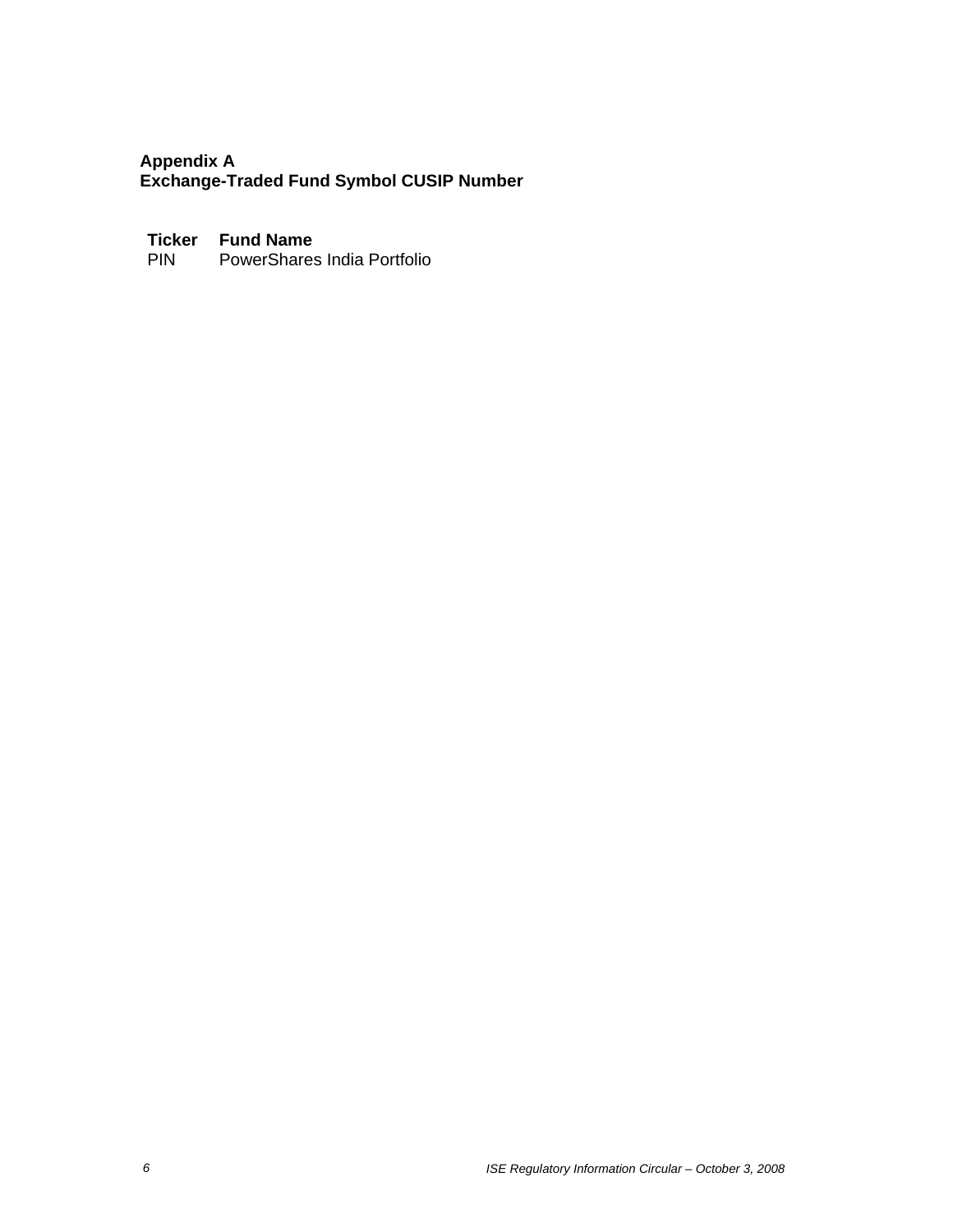**Appendix A**
**Exchange-Traded Fund Symbol CUSIP Number**

| Ticker | Fund Name |
|---|---|
| PIN | PowerShares India Portfolio |